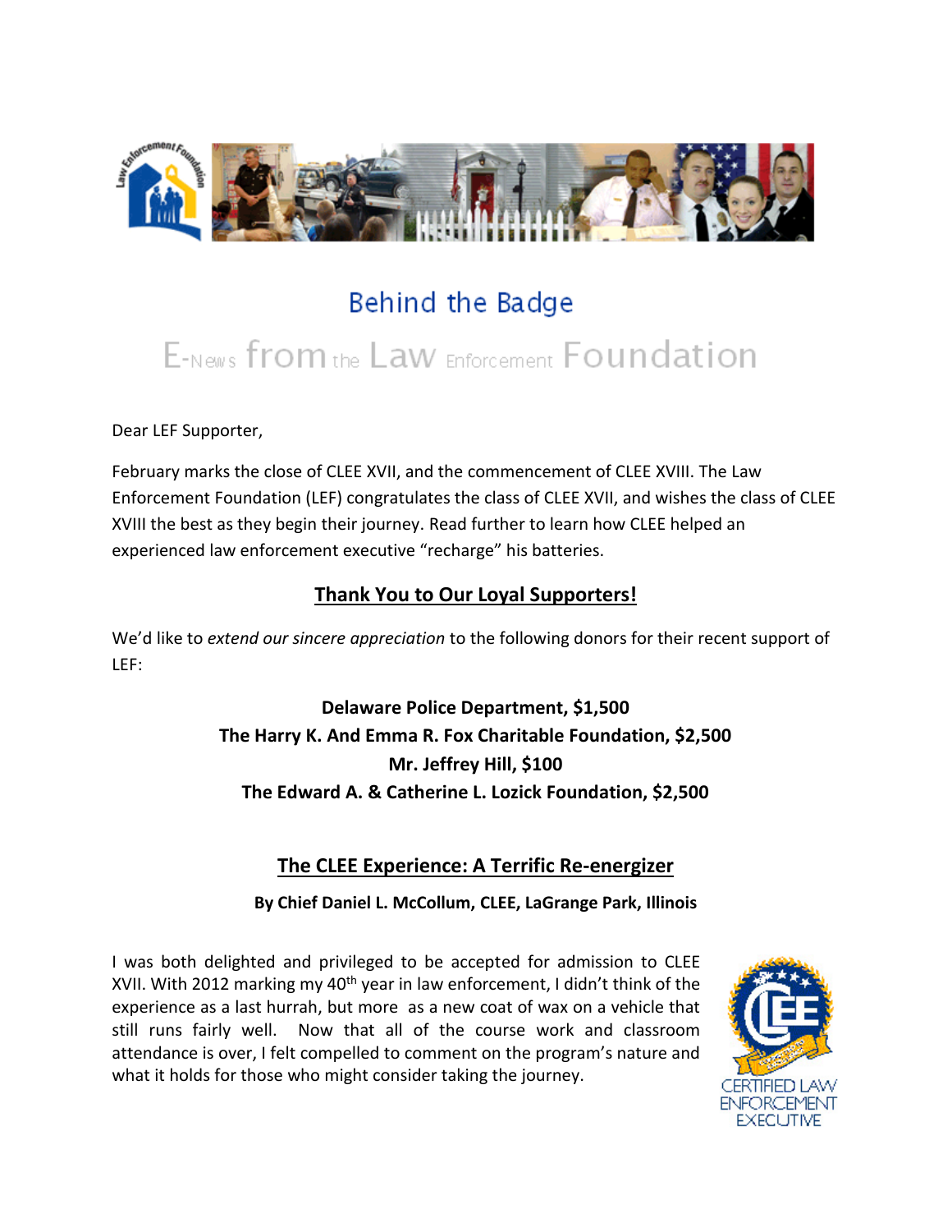# Behind the Badge

## E-News from the Law Enforcement Foundation

Dear LEF Supporter,

February marks the close of CLEE XVII, and the commencement of CLEE XVIII. The Law Enforcement Foundation (LEF) congratulates the class of CLEE XVII, and wishes the class of CLEE XVIII the best as they begin their journey. Read further to learn how CLEE helped an experienced law enforcement executive "recharge" his batteries.

## Thank You to Our Loyal Supporters!

We'd like to *extend our sincere appreciation* to the following donors for their recent support of LEF:

**Delaware Police Department, $1,500**
**The Harry K. And Emma R. Fox Charitable Foundation, $2,500**
**Mr. Jeffrey Hill, $100**
**The Edward A. & Catherine L. Lozick Foundation, $2,500**

## The CLEE Experience: A Terrific Re-energizer

**By Chief Daniel L. McCollum, CLEE, LaGrange Park, Illinois**

I was both delighted and privileged to be accepted for admission to CLEE XVII. With 2012 marking my 40th year in law enforcement, I didn't think of the experience as a last hurrah, but more as a new coat of wax on a vehicle that still runs fairly well. Now that all of the course work and classroom attendance is over, I felt compelled to comment on the program's nature and what it holds for those who might consider taking the journey.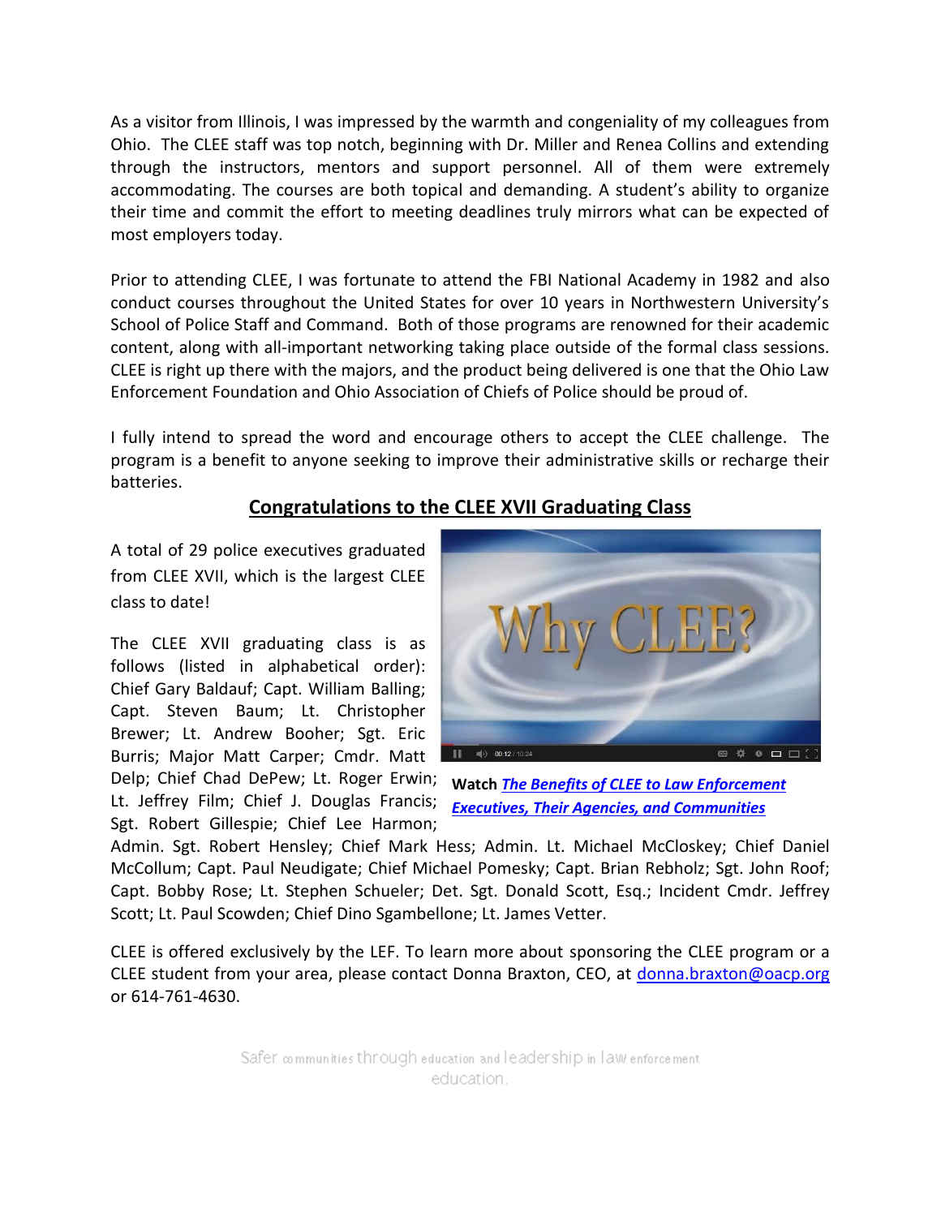As a visitor from Illinois, I was impressed by the warmth and congeniality of my colleagues from Ohio. The CLEE staff was top notch, beginning with Dr. Miller and Renea Collins and extending through the instructors, mentors and support personnel. All of them were extremely accommodating. The courses are both topical and demanding. A student's ability to organize their time and commit the effort to meeting deadlines truly mirrors what can be expected of most employers today.

Prior to attending CLEE, I was fortunate to attend the FBI National Academy in 1982 and also conduct courses throughout the United States for over 10 years in Northwestern University's School of Police Staff and Command. Both of those programs are renowned for their academic content, along with all-important networking taking place outside of the formal class sessions. CLEE is right up there with the majors, and the product being delivered is one that the Ohio Law Enforcement Foundation and Ohio Association of Chiefs of Police should be proud of.

I fully intend to spread the word and encourage others to accept the CLEE challenge. The program is a benefit to anyone seeking to improve their administrative skills or recharge their batteries.

## Congratulations to the CLEE XVII Graduating Class

A total of 29 police executives graduated from CLEE XVII, which is the largest CLEE class to date!

The CLEE XVII graduating class is as follows (listed in alphabetical order): Chief Gary Baldauf; Capt. William Balling; Capt. Steven Baum; Lt. Christopher Brewer; Lt. Andrew Booher; Sgt. Eric Burris; Major Matt Carper; Cmdr. Matt Delp; Chief Chad DePew; Lt. Roger Erwin; Lt. Jeffrey Film; Chief J. Douglas Francis; Sgt. Robert Gillespie; Chief Lee Harmon; Admin. Sgt. Robert Hensley; Chief Mark Hess; Admin. Lt. Michael McCloskey; Chief Daniel McCollum; Capt. Paul Neudigate; Chief Michael Pomesky; Capt. Brian Rebholz; Sgt. John Roof; Capt. Bobby Rose; Lt. Stephen Schueler; Det. Sgt. Donald Scott, Esq.; Incident Cmdr. Jeffrey Scott; Lt. Paul Scowden; Chief Dino Sgambellone; Lt. James Vetter.

Why CLEE?

**Watch** ***The Benefits of CLEE to Law Enforcement Executives, Their Agencies, and Communities***

CLEE is offered exclusively by the LEF. To learn more about sponsoring the CLEE program or a CLEE student from your area, please contact Donna Braxton, CEO, at donna.braxton@oacp.org or 614-761-4630.